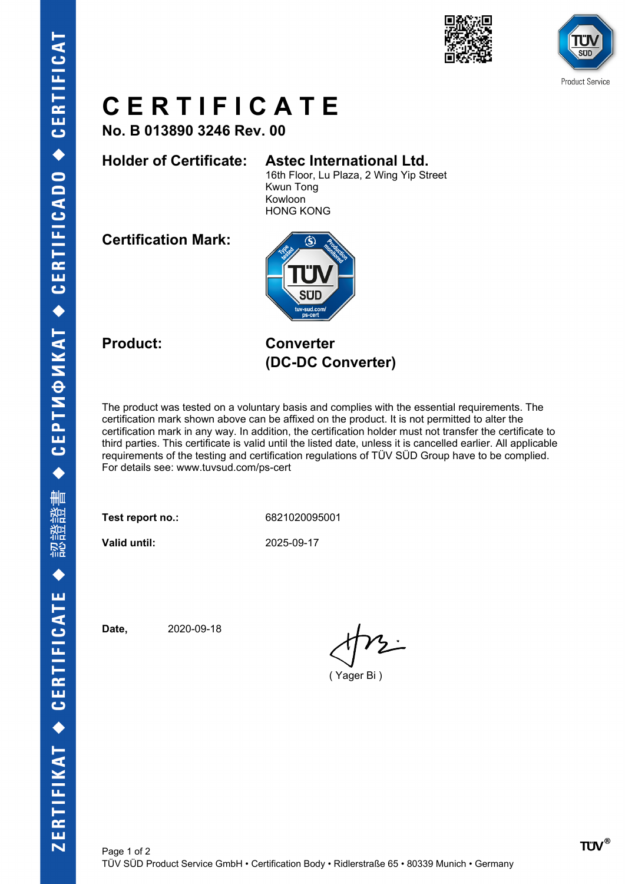# CERTIFICATE

**No. B 013890 3246 Rev. 00**

**Holder of Certificate:** **Astec International Ltd.**
16th Floor, Lu Plaza, 2 Wing Yip Street
Kwun Tong
Kowloon
HONG KONG

**Certification Mark:**

**Product:** **Converter**
**(DC-DC Converter)**

The product was tested on a voluntary basis and complies with the essential requirements. The certification mark shown above can be affixed on the product. It is not permitted to alter the certification mark in any way. In addition, the certification holder must not transfer the certificate to third parties. This certificate is valid until the listed date, unless it is cancelled earlier. All applicable requirements of the testing and certification regulations of TÜV SÜD Group have to be complied. For details see: www.tuvsud.com/ps-cert

**Test report no.:** 6821020095001

**Valid until:** 2025-09-17

**Date,** 2020-09-18

( Yager Bi )

TÜV SÜD Product Service GmbH • Certification Body • Ridlerstraße 65 • 80339 Munich • Germany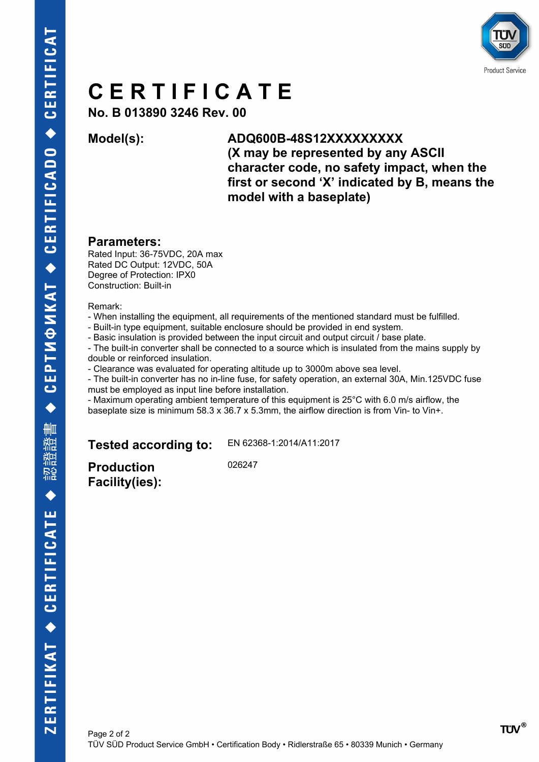# CERTIFICATE

**No. B 013890 3246 Rev. 00**

**Model(s):** **ADQ600B-48S12XXXXXXXXX (X may be represented by any ASCII character code, no safety impact, when the first or second 'X' indicated by B, means the model with a baseplate)**

## Parameters:

Rated Input: 36-75VDC, 20A max
Rated DC Output: 12VDC, 50A
Degree of Protection: IPX0
Construction: Built-in

Remark:

- When installing the equipment, all requirements of the mentioned standard must be fulfilled.
- Built-in type equipment, suitable enclosure should be provided in end system.
- Basic insulation is provided between the input circuit and output circuit / base plate.
- The built-in converter shall be connected to a source which is insulated from the mains supply by double or reinforced insulation.
- Clearance was evaluated for operating altitude up to 3000m above sea level.
- The built-in converter has no in-line fuse, for safety operation, an external 30A, Min.125VDC fuse must be employed as input line before installation.
- Maximum operating ambient temperature of this equipment is 25°C with 6.0 m/s airflow, the baseplate size is minimum 58.3 x 36.7 x 5.3mm, the airflow direction is from Vin- to Vin+.

**Tested according to:** EN 62368-1:2014/A11:2017

**Production Facility(ies):** 026247

TÜV SÜD Product Service GmbH • Certification Body • Ridlerstraße 65 • 80339 Munich • Germany